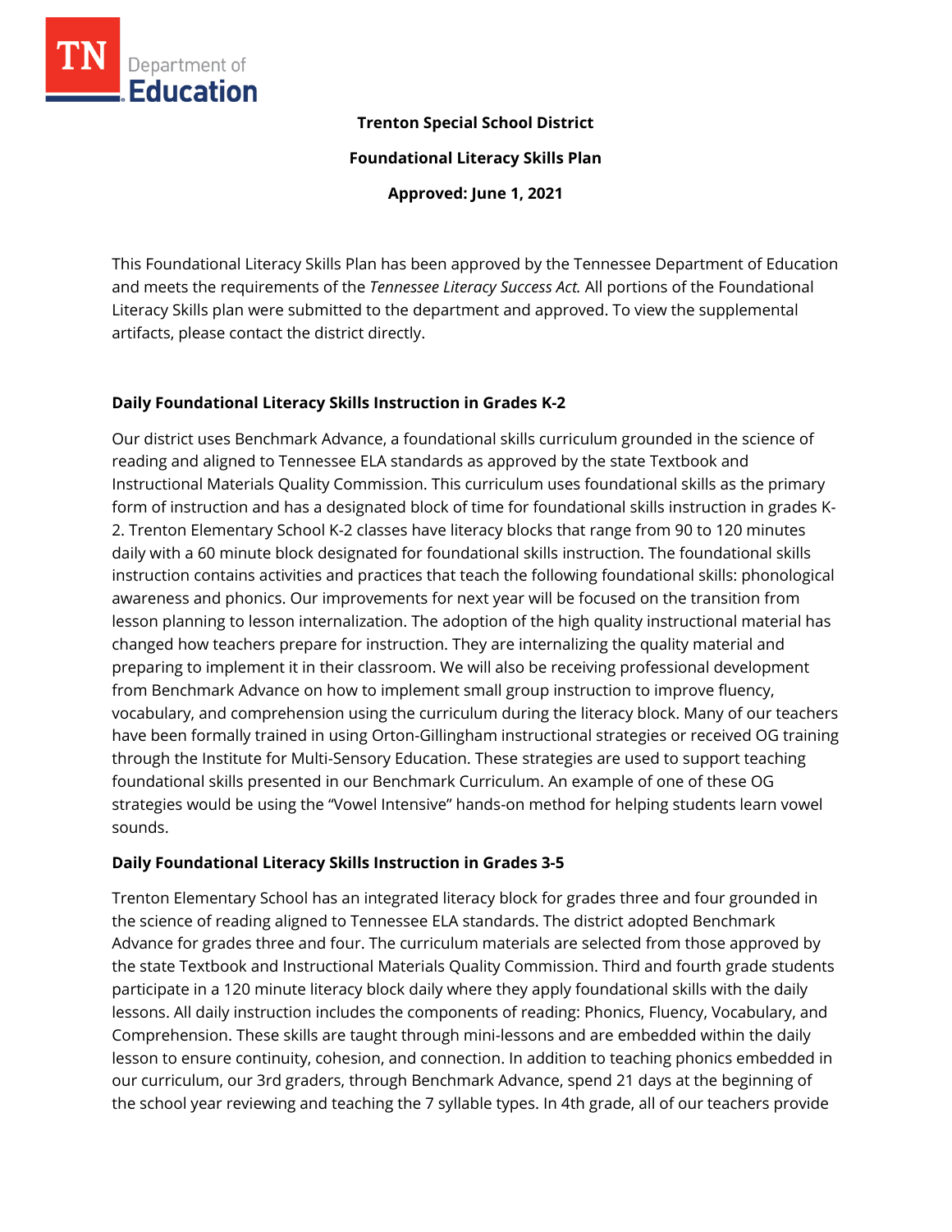**Trenton Special School District**

**Foundational Literacy Skills Plan**

**Approved: June 1, 2021**

This Foundational Literacy Skills Plan has been approved by the Tennessee Department of Education and meets the requirements of the *Tennessee Literacy Success Act.* All portions of the Foundational Literacy Skills plan were submitted to the department and approved. To view the supplemental artifacts, please contact the district directly.

## Daily Foundational Literacy Skills Instruction in Grades K-2

Our district uses Benchmark Advance, a foundational skills curriculum grounded in the science of reading and aligned to Tennessee ELA standards as approved by the state Textbook and Instructional Materials Quality Commission. This curriculum uses foundational skills as the primary form of instruction and has a designated block of time for foundational skills instruction in grades K-2. Trenton Elementary School K-2 classes have literacy blocks that range from 90 to 120 minutes daily with a 60 minute block designated for foundational skills instruction. The foundational skills instruction contains activities and practices that teach the following foundational skills: phonological awareness and phonics. Our improvements for next year will be focused on the transition from lesson planning to lesson internalization. The adoption of the high quality instructional material has changed how teachers prepare for instruction. They are internalizing the quality material and preparing to implement it in their classroom. We will also be receiving professional development from Benchmark Advance on how to implement small group instruction to improve fluency, vocabulary, and comprehension using the curriculum during the literacy block. Many of our teachers have been formally trained in using Orton-Gillingham instructional strategies or received OG training through the Institute for Multi-Sensory Education. These strategies are used to support teaching foundational skills presented in our Benchmark Curriculum. An example of one of these OG strategies would be using the "Vowel Intensive" hands-on method for helping students learn vowel sounds.

## Daily Foundational Literacy Skills Instruction in Grades 3-5

Trenton Elementary School has an integrated literacy block for grades three and four grounded in the science of reading aligned to Tennessee ELA standards. The district adopted Benchmark Advance for grades three and four. The curriculum materials are selected from those approved by the state Textbook and Instructional Materials Quality Commission. Third and fourth grade students participate in a 120 minute literacy block daily where they apply foundational skills with the daily lessons. All daily instruction includes the components of reading: Phonics, Fluency, Vocabulary, and Comprehension. These skills are taught through mini-lessons and are embedded within the daily lesson to ensure continuity, cohesion, and connection. In addition to teaching phonics embedded in our curriculum, our 3rd graders, through Benchmark Advance, spend 21 days at the beginning of the school year reviewing and teaching the 7 syllable types. In 4th grade, all of our teachers provide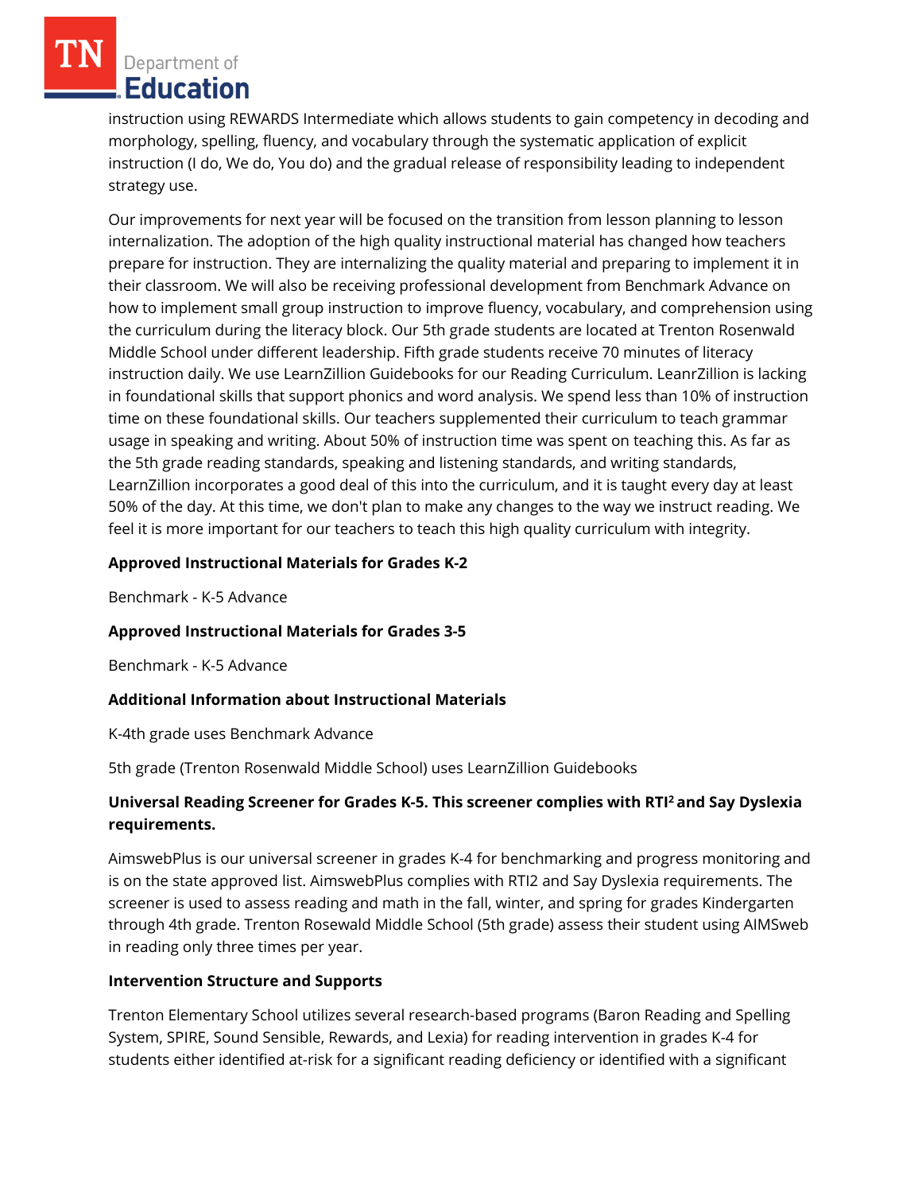instruction using REWARDS Intermediate which allows students to gain competency in decoding and morphology, spelling, fluency, and vocabulary through the systematic application of explicit instruction (I do, We do, You do) and the gradual release of responsibility leading to independent strategy use.

Our improvements for next year will be focused on the transition from lesson planning to lesson internalization. The adoption of the high quality instructional material has changed how teachers prepare for instruction. They are internalizing the quality material and preparing to implement it in their classroom. We will also be receiving professional development from Benchmark Advance on how to implement small group instruction to improve fluency, vocabulary, and comprehension using the curriculum during the literacy block. Our 5th grade students are located at Trenton Rosenwald Middle School under different leadership. Fifth grade students receive 70 minutes of literacy instruction daily. We use LearnZillion Guidebooks for our Reading Curriculum. LeanrZillion is lacking in foundational skills that support phonics and word analysis. We spend less than 10% of instruction time on these foundational skills. Our teachers supplemented their curriculum to teach grammar usage in speaking and writing. About 50% of instruction time was spent on teaching this. As far as the 5th grade reading standards, speaking and listening standards, and writing standards, LearnZillion incorporates a good deal of this into the curriculum, and it is taught every day at least 50% of the day. At this time, we don't plan to make any changes to the way we instruct reading. We feel it is more important for our teachers to teach this high quality curriculum with integrity.

**Approved Instructional Materials for Grades K-2**

Benchmark - K-5 Advance

**Approved Instructional Materials for Grades 3-5**

Benchmark - K-5 Advance

**Additional Information about Instructional Materials**

K-4th grade uses Benchmark Advance

5th grade (Trenton Rosenwald Middle School) uses LearnZillion Guidebooks

**Universal Reading Screener for Grades K-5. This screener complies with RTI² and Say Dyslexia requirements.**

AimswebPlus is our universal screener in grades K-4 for benchmarking and progress monitoring and is on the state approved list. AimswebPlus complies with RTI2 and Say Dyslexia requirements. The screener is used to assess reading and math in the fall, winter, and spring for grades Kindergarten through 4th grade. Trenton Rosewald Middle School (5th grade) assess their student using AIMSweb in reading only three times per year.

**Intervention Structure and Supports**

Trenton Elementary School utilizes several research-based programs (Baron Reading and Spelling System, SPIRE, Sound Sensible, Rewards, and Lexia) for reading intervention in grades K-4 for students either identified at-risk for a significant reading deficiency or identified with a significant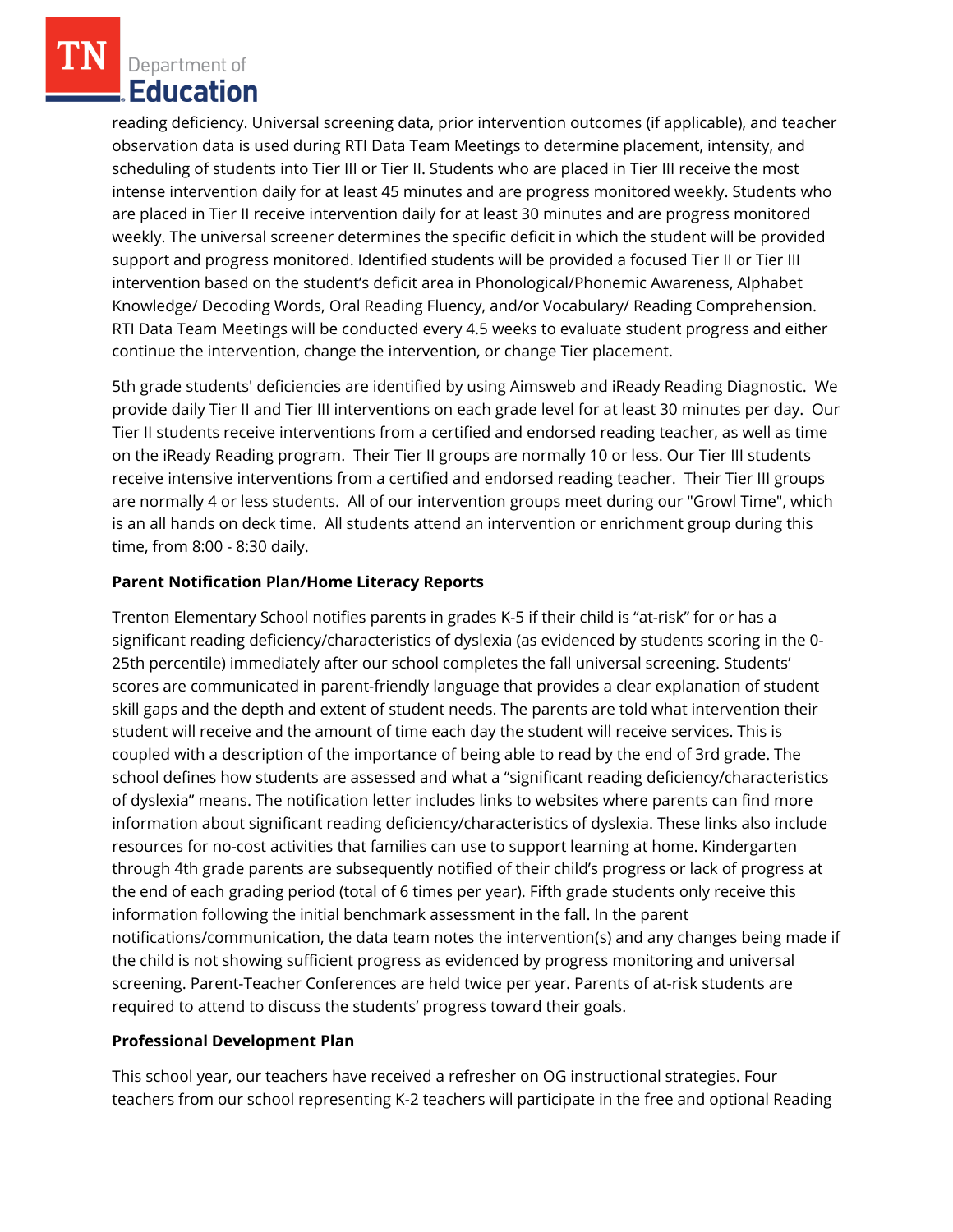reading deficiency. Universal screening data, prior intervention outcomes (if applicable), and teacher observation data is used during RTI Data Team Meetings to determine placement, intensity, and scheduling of students into Tier III or Tier II. Students who are placed in Tier III receive the most intense intervention daily for at least 45 minutes and are progress monitored weekly. Students who are placed in Tier II receive intervention daily for at least 30 minutes and are progress monitored weekly. The universal screener determines the specific deficit in which the student will be provided support and progress monitored. Identified students will be provided a focused Tier II or Tier III intervention based on the student's deficit area in Phonological/Phonemic Awareness, Alphabet Knowledge/ Decoding Words, Oral Reading Fluency, and/or Vocabulary/ Reading Comprehension. RTI Data Team Meetings will be conducted every 4.5 weeks to evaluate student progress and either continue the intervention, change the intervention, or change Tier placement.

5th grade students' deficiencies are identified by using Aimsweb and iReady Reading Diagnostic. We provide daily Tier II and Tier III interventions on each grade level for at least 30 minutes per day. Our Tier II students receive interventions from a certified and endorsed reading teacher, as well as time on the iReady Reading program. Their Tier II groups are normally 10 or less. Our Tier III students receive intensive interventions from a certified and endorsed reading teacher. Their Tier III groups are normally 4 or less students. All of our intervention groups meet during our "Growl Time", which is an all hands on deck time. All students attend an intervention or enrichment group during this time, from 8:00 - 8:30 daily.

**Parent Notification Plan/Home Literacy Reports**

Trenton Elementary School notifies parents in grades K-5 if their child is "at-risk" for or has a significant reading deficiency/characteristics of dyslexia (as evidenced by students scoring in the 0-25th percentile) immediately after our school completes the fall universal screening. Students' scores are communicated in parent-friendly language that provides a clear explanation of student skill gaps and the depth and extent of student needs. The parents are told what intervention their student will receive and the amount of time each day the student will receive services. This is coupled with a description of the importance of being able to read by the end of 3rd grade. The school defines how students are assessed and what a "significant reading deficiency/characteristics of dyslexia" means. The notification letter includes links to websites where parents can find more information about significant reading deficiency/characteristics of dyslexia. These links also include resources for no-cost activities that families can use to support learning at home. Kindergarten through 4th grade parents are subsequently notified of their child's progress or lack of progress at the end of each grading period (total of 6 times per year). Fifth grade students only receive this information following the initial benchmark assessment in the fall. In the parent notifications/communication, the data team notes the intervention(s) and any changes being made if the child is not showing sufficient progress as evidenced by progress monitoring and universal screening. Parent-Teacher Conferences are held twice per year. Parents of at-risk students are required to attend to discuss the students' progress toward their goals.

**Professional Development Plan**

This school year, our teachers have received a refresher on OG instructional strategies. Four teachers from our school representing K-2 teachers will participate in the free and optional Reading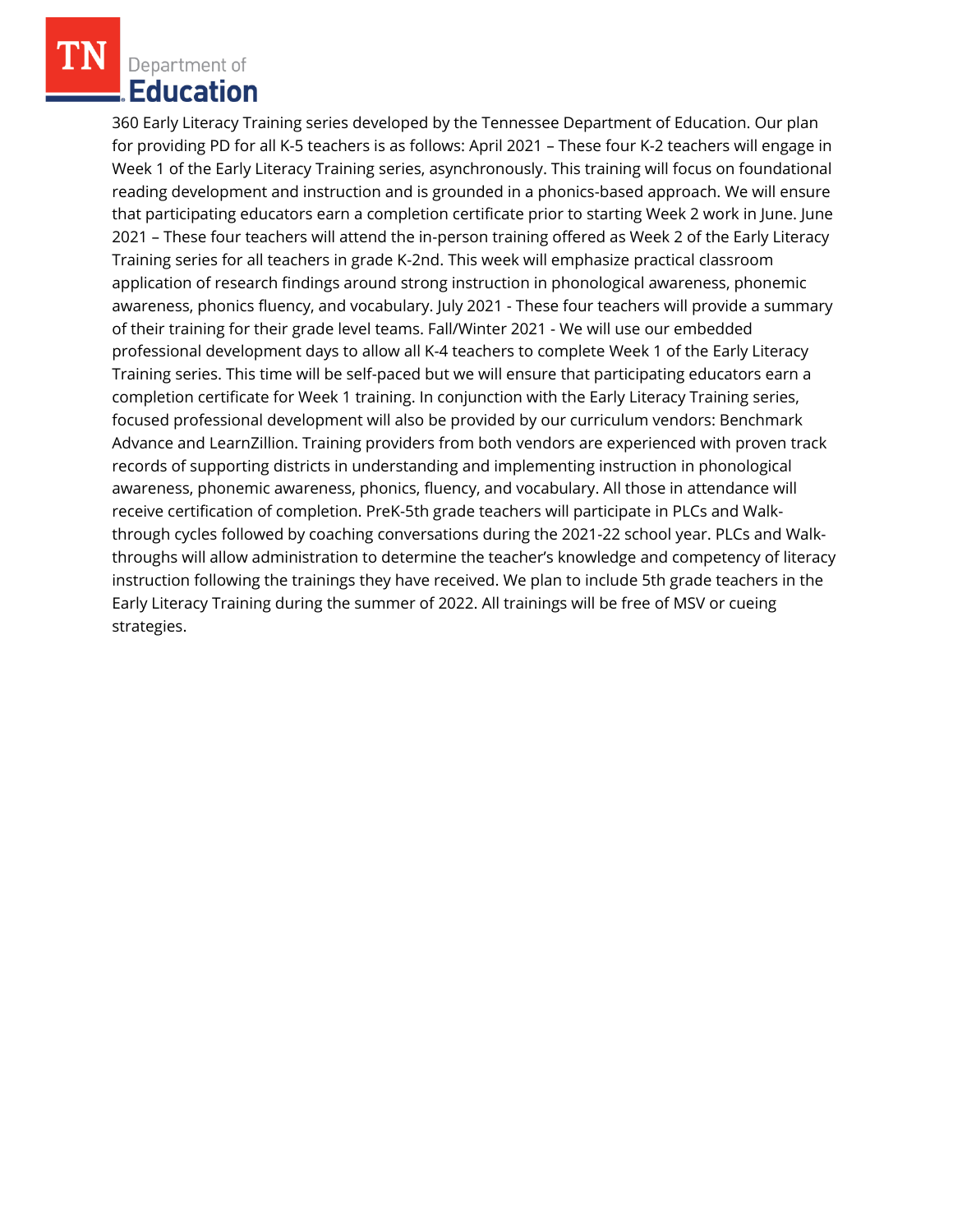360 Early Literacy Training series developed by the Tennessee Department of Education. Our plan for providing PD for all K-5 teachers is as follows: April 2021 – These four K-2 teachers will engage in Week 1 of the Early Literacy Training series, asynchronously. This training will focus on foundational reading development and instruction and is grounded in a phonics-based approach. We will ensure that participating educators earn a completion certificate prior to starting Week 2 work in June. June 2021 – These four teachers will attend the in-person training offered as Week 2 of the Early Literacy Training series for all teachers in grade K-2nd. This week will emphasize practical classroom application of research findings around strong instruction in phonological awareness, phonemic awareness, phonics fluency, and vocabulary. July 2021 - These four teachers will provide a summary of their training for their grade level teams. Fall/Winter 2021 - We will use our embedded professional development days to allow all K-4 teachers to complete Week 1 of the Early Literacy Training series. This time will be self-paced but we will ensure that participating educators earn a completion certificate for Week 1 training. In conjunction with the Early Literacy Training series, focused professional development will also be provided by our curriculum vendors: Benchmark Advance and LearnZillion. Training providers from both vendors are experienced with proven track records of supporting districts in understanding and implementing instruction in phonological awareness, phonemic awareness, phonics, fluency, and vocabulary. All those in attendance will receive certification of completion. PreK-5th grade teachers will participate in PLCs and Walk-through cycles followed by coaching conversations during the 2021-22 school year. PLCs and Walk-throughs will allow administration to determine the teacher's knowledge and competency of literacy instruction following the trainings they have received. We plan to include 5th grade teachers in the Early Literacy Training during the summer of 2022. All trainings will be free of MSV or cueing strategies.